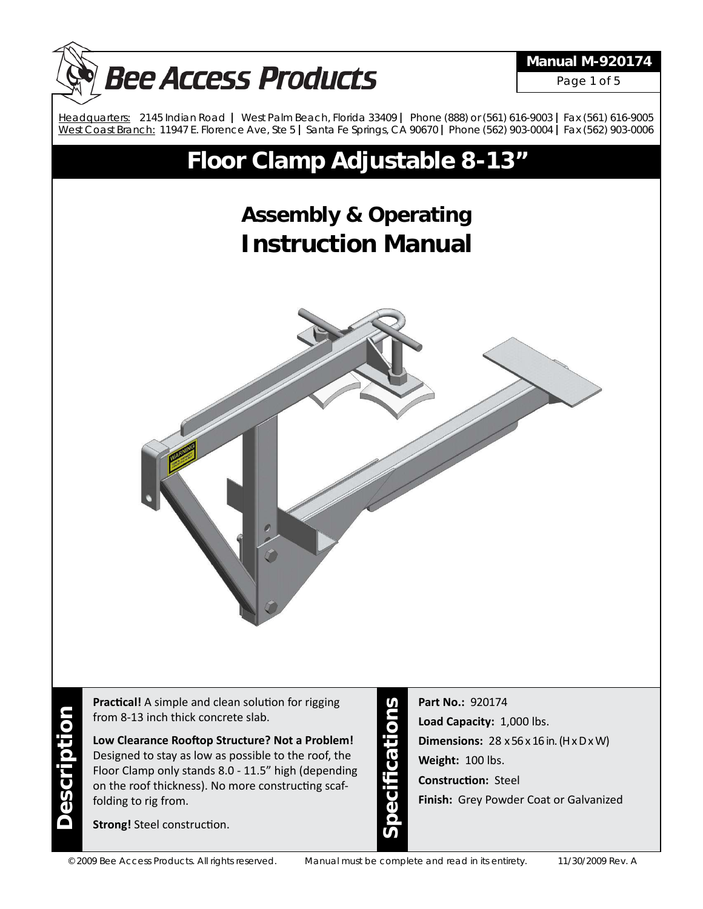# Bee Access Products

**Manual M-920174**

Headquarters: 2145 Indian Road | West Palm Beach, Florida 33409 | Phone (888) or (561) 616-9003 | Fax (561) 616-9005
West Coast Branch: 11947 E. Florence Ave, Ste 5 | Santa Fe Springs, CA 90670 | Phone (562) 903-0004 | Fax (562) 903-0006

# Floor Clamp Adjustable 8-13"

## Assembly & Operating Instruction Manual

## Description

**Practical!** A simple and clean solution for rigging from 8-13 inch thick concrete slab.

**Low Clearance Rooftop Structure? Not a Problem!** Designed to stay as low as possible to the roof, the Floor Clamp only stands 8.0 - 11.5" high (depending on the roof thickness). No more constructing scaffolding to rig from.

**Strong!** Steel construction.

## Specifications

**Part No.:** 920174

**Load Capacity:** 1,000 lbs.

**Dimensions:** 28 x 56 x 16 in. (H x D x W)

**Weight:** 100 lbs.

**Construction:** Steel

**Finish:** Grey Powder Coat or Galvanized

© 2009 Bee Access Products. All rights reserved. Manual must be complete and read in its entirety. 11/30/2009 Rev. A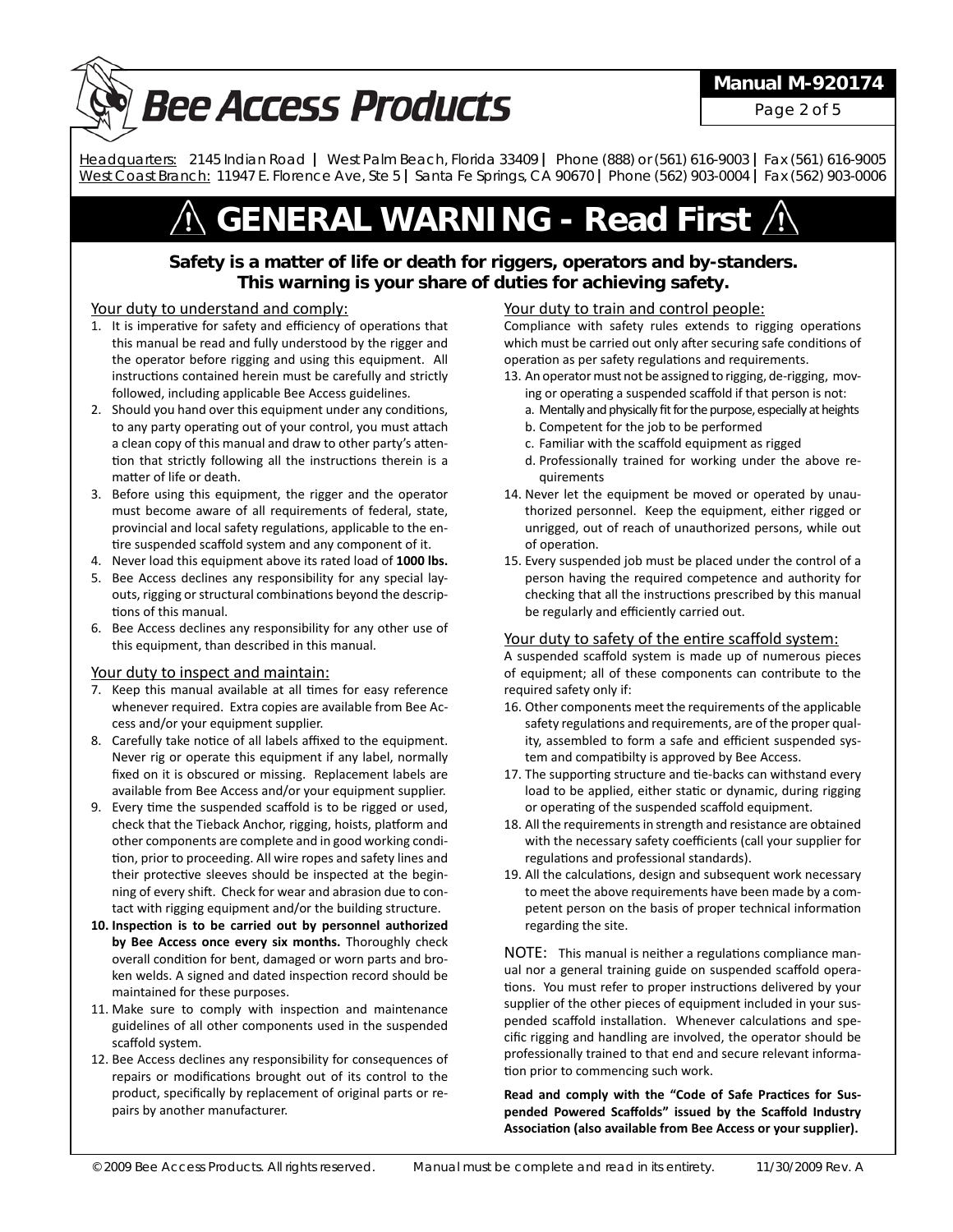# ⚠ GENERAL WARNING - Read First ⚠

**Safety is a matter of life or death for riggers, operators and by-standers. This warning is your share of duties for achieving safety.**

## Your duty to understand and comply:

1. It is imperative for safety and efficiency of operations that this manual be read and fully understood by the rigger and the operator before rigging and using this equipment. All instructions contained herein must be carefully and strictly followed, including applicable Bee Access guidelines.
2. Should you hand over this equipment under any conditions, to any party operating out of your control, you must attach a clean copy of this manual and draw to other party's attention that strictly following all the instructions therein is a matter of life or death.
3. Before using this equipment, the rigger and the operator must become aware of all requirements of federal, state, provincial and local safety regulations, applicable to the entire suspended scaffold system and any component of it.
4. Never load this equipment above its rated load of **1000 lbs.**
5. Bee Access declines any responsibility for any special layouts, rigging or structural combinations beyond the descriptions of this manual.
6. Bee Access declines any responsibility for any other use of this equipment, than described in this manual.

## Your duty to inspect and maintain:

7. Keep this manual available at all times for easy reference whenever required. Extra copies are available from Bee Access and/or your equipment supplier.
8. Carefully take notice of all labels affixed to the equipment. Never rig or operate this equipment if any label, normally fixed on it is obscured or missing. Replacement labels are available from Bee Access and/or your equipment supplier.
9. Every time the suspended scaffold is to be rigged or used, check that the Tieback Anchor, rigging, hoists, platform and other components are complete and in good working condition, prior to proceeding. All wire ropes and safety lines and their protective sleeves should be inspected at the beginning of every shift. Check for wear and abrasion due to contact with rigging equipment and/or the building structure.
10. **Inspection is to be carried out by personnel authorized by Bee Access once every six months.** Thoroughly check overall condition for bent, damaged or worn parts and broken welds. A signed and dated inspection record should be maintained for these purposes.
11. Make sure to comply with inspection and maintenance guidelines of all other components used in the suspended scaffold system.
12. Bee Access declines any responsibility for consequences of repairs or modifications brought out of its control to the product, specifically by replacement of original parts or repairs by another manufacturer.

## Your duty to train and control people:

Compliance with safety rules extends to rigging operations which must be carried out only after securing safe conditions of operation as per safety regulations and requirements.

13. An operator must not be assigned to rigging, de-rigging, moving or operating a suspended scaffold if that person is not:
    a. Mentally and physically fit for the purpose, especially at heights
    b. Competent for the job to be performed
    c. Familiar with the scaffold equipment as rigged
    d. Professionally trained for working under the above requirements
14. Never let the equipment be moved or operated by unauthorized personnel. Keep the equipment, either rigged or unrigged, out of reach of unauthorized persons, while out of operation.
15. Every suspended job must be placed under the control of a person having the required competence and authority for checking that all the instructions prescribed by this manual be regularly and efficiently carried out.

## Your duty to safety of the entire scaffold system:

A suspended scaffold system is made up of numerous pieces of equipment; all of these components can contribute to the required safety only if:

16. Other components meet the requirements of the applicable safety regulations and requirements, are of the proper quality, assembled to form a safe and efficient suspended system and compatibilty is approved by Bee Access.
17. The supporting structure and tie-backs can withstand every load to be applied, either static or dynamic, during rigging or operating of the suspended scaffold equipment.
18. All the requirements in strength and resistance are obtained with the necessary safety coefficients (call your supplier for regulations and professional standards).
19. All the calculations, design and subsequent work necessary to meet the above requirements have been made by a competent person on the basis of proper technical information regarding the site.

NOTE: This manual is neither a regulations compliance manual nor a general training guide on suspended scaffold operations. You must refer to proper instructions delivered by your supplier of the other pieces of equipment included in your suspended scaffold installation. Whenever calculations and specific rigging and handling are involved, the operator should be professionally trained to that end and secure relevant information prior to commencing such work.

**Read and comply with the "Code of Safe Practices for Suspended Powered Scaffolds" issued by the Scaffold Industry Association (also available from Bee Access or your supplier).**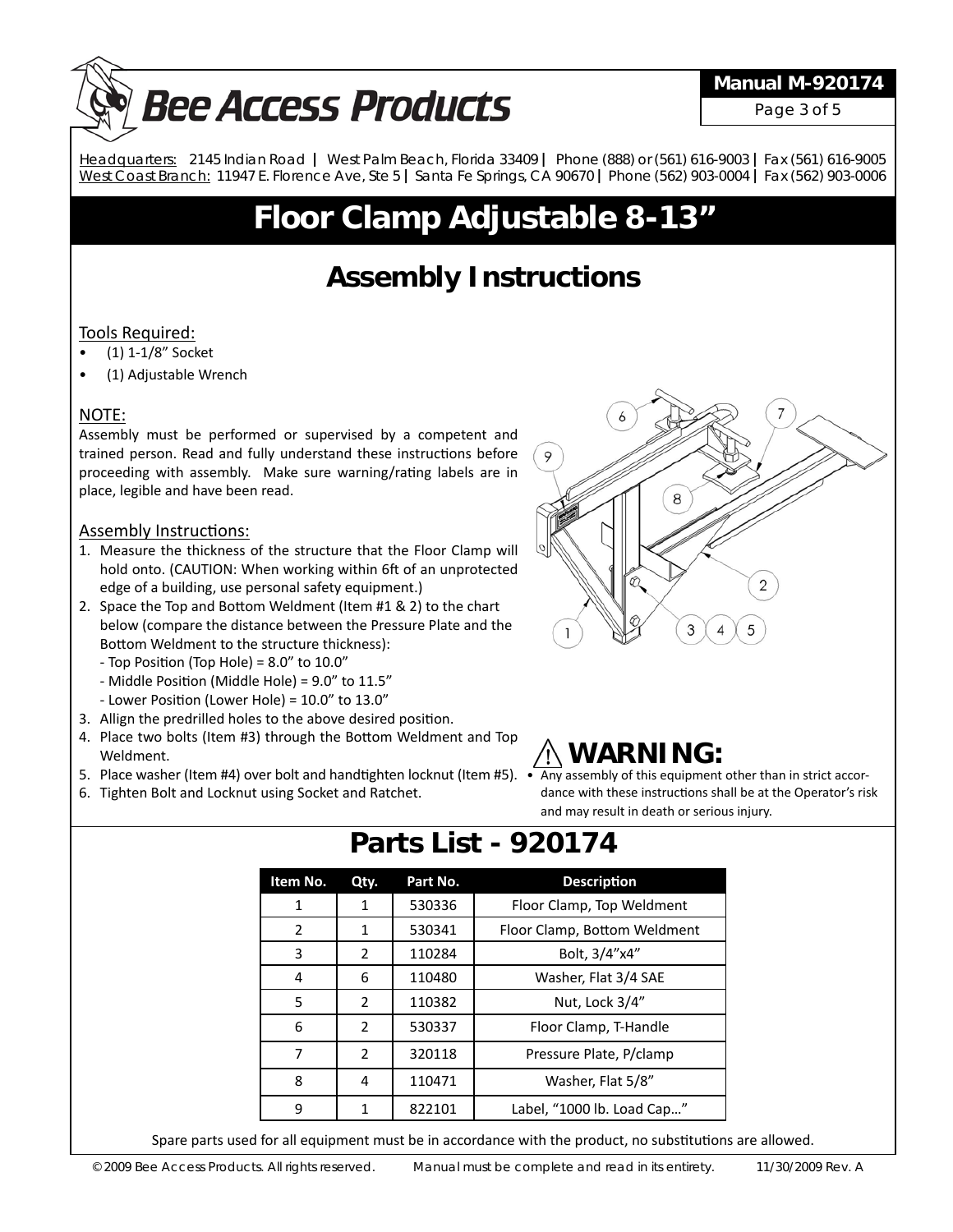# Bee Access Products

**Manual M-920174**

Headquarters: 2145 Indian Road | West Palm Beach, Florida 33409 | Phone (888) or (561) 616-9003 | Fax (561) 616-9005
West Coast Branch: 11947 E. Florence Ave, Ste 5 | Santa Fe Springs, CA 90670 | Phone (562) 903-0004 | Fax (562) 903-0006

# Floor Clamp Adjustable 8-13"

## Assembly Instructions

Tools Required:

- (1) 1-1/8" Socket
- (1) Adjustable Wrench

NOTE:

Assembly must be performed or supervised by a competent and trained person. Read and fully understand these instructions before proceeding with assembly. Make sure warning/rating labels are in place, legible and have been read.

Assembly Instructions:

1. Measure the thickness of the structure that the Floor Clamp will hold onto. (CAUTION: When working within 6ft of an unprotected edge of a building, use personal safety equipment.)
2. Space the Top and Bottom Weldment (Item #1 & 2) to the chart below (compare the distance between the Pressure Plate and the Bottom Weldment to the structure thickness):
   - Top Position (Top Hole) = 8.0" to 10.0"
   - Middle Position (Middle Hole) = 9.0" to 11.5"
   - Lower Position (Lower Hole) = 10.0" to 13.0"
3. Allign the predrilled holes to the above desired position.
4. Place two bolts (Item #3) through the Bottom Weldment and Top Weldment.
5. Place washer (Item #4) over bolt and handtighten locknut (Item #5).
6. Tighten Bolt and Locknut using Socket and Ratchet.

## ⚠ WARNING:

- Any assembly of this equipment other than in strict accordance with these instructions shall be at the Operator's risk and may result in death or serious injury.

## Parts List - 920174

| Item No. | Qty. | Part No. | Description |
|---|---|---|---|
| 1 | 1 | 530336 | Floor Clamp, Top Weldment |
| 2 | 1 | 530341 | Floor Clamp, Bottom Weldment |
| 3 | 2 | 110284 | Bolt, 3/4"x4" |
| 4 | 6 | 110480 | Washer, Flat 3/4 SAE |
| 5 | 2 | 110382 | Nut, Lock 3/4" |
| 6 | 2 | 530337 | Floor Clamp, T-Handle |
| 7 | 2 | 320118 | Pressure Plate, P/clamp |
| 8 | 4 | 110471 | Washer, Flat 5/8" |
| 9 | 1 | 822101 | Label, "1000 lb. Load Cap…" |

Spare parts used for all equipment must be in accordance with the product, no substitutions are allowed.

© 2009 Bee Access Products. All rights reserved. Manual must be complete and read in its entirety. 11/30/2009 Rev. A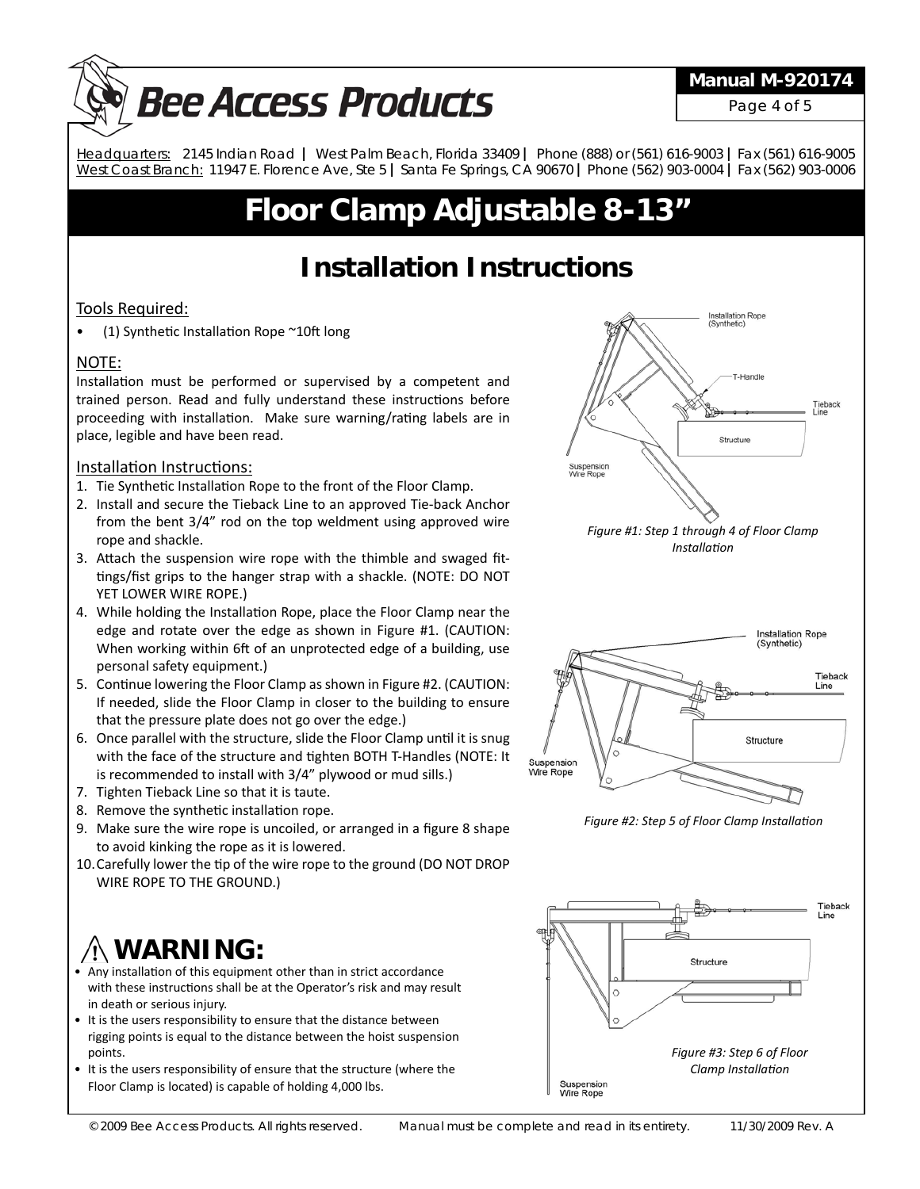# Floor Clamp Adjustable 8-13”

## Installation Instructions

### Tools Required:

- (1) Synthetic Installation Rope ~10ft long

### NOTE:

Installation must be performed or supervised by a competent and trained person. Read and fully understand these instructions before proceeding with installation. Make sure warning/rating labels are in place, legible and have been read.

### Installation Instructions:

1. Tie Synthetic Installation Rope to the front of the Floor Clamp.
2. Install and secure the Tieback Line to an approved Tie-back Anchor from the bent 3/4” rod on the top weldment using approved wire rope and shackle.
3. Attach the suspension wire rope with the thimble and swaged fittings/fist grips to the hanger strap with a shackle. (NOTE: DO NOT YET LOWER WIRE ROPE.)
4. While holding the Installation Rope, place the Floor Clamp near the edge and rotate over the edge as shown in Figure #1. (CAUTION: When working within 6ft of an unprotected edge of a building, use personal safety equipment.)
5. Continue lowering the Floor Clamp as shown in Figure #2. (CAUTION: If needed, slide the Floor Clamp in closer to the building to ensure that the pressure plate does not go over the edge.)
6. Once parallel with the structure, slide the Floor Clamp until it is snug with the face of the structure and tighten BOTH T-Handles (NOTE: It is recommended to install with 3/4” plywood or mud sills.)
7. Tighten Tieback Line so that it is taute.
8. Remove the synthetic installation rope.
9. Make sure the wire rope is uncoiled, or arranged in a figure 8 shape to avoid kinking the rope as it is lowered.
10. Carefully lower the tip of the wire rope to the ground (DO NOT DROP WIRE ROPE TO THE GROUND.)

*Figure #1: Step 1 through 4 of Floor Clamp Installation*

*Figure #2: Step 5 of Floor Clamp Installation*

*Figure #3: Step 6 of Floor Clamp Installation*

## ⚠ WARNING:

- Any installation of this equipment other than in strict accordance with these instructions shall be at the Operator’s risk and may result in death or serious injury.
- It is the users responsibility to ensure that the distance between rigging points is equal to the distance between the hoist suspension points.
- It is the users responsibility of ensure that the structure (where the Floor Clamp is located) is capable of holding 4,000 lbs.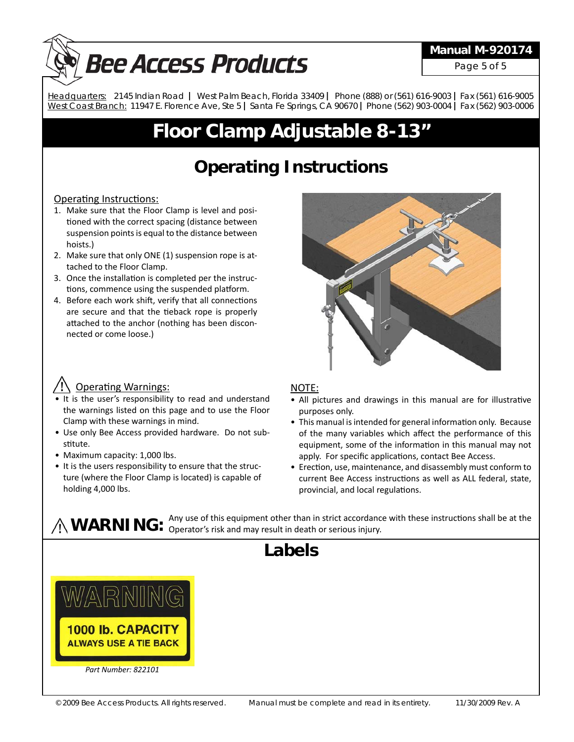# Floor Clamp Adjustable 8-13”

## Operating Instructions

Operating Instructions:

1. Make sure that the Floor Clamp is level and positioned with the correct spacing (distance between suspension points is equal to the distance between hoists.)
2. Make sure that only ONE (1) suspension rope is attached to the Floor Clamp.
3. Once the installation is completed per the instructions, commence using the suspended platform.
4. Before each work shift, verify that all connections are secure and that the tieback rope is properly attached to the anchor (nothing has been disconnected or come loose.)

⚠ Operating Warnings:

- It is the user’s responsibility to read and understand the warnings listed on this page and to use the Floor Clamp with these warnings in mind.
- Use only Bee Access provided hardware. Do not substitute.
- Maximum capacity: 1,000 lbs.
- It is the users responsibility to ensure that the structure (where the Floor Clamp is located) is capable of holding 4,000 lbs.

NOTE:

- All pictures and drawings in this manual are for illustrative purposes only.
- This manual is intended for general information only. Because of the many variables which affect the performance of this equipment, some of the information in this manual may not apply. For specific applications, contact Bee Access.
- Erection, use, maintenance, and disassembly must conform to current Bee Access instructions as well as ALL federal, state, provincial, and local regulations.

⚠ **WARNING:** Any use of this equipment other than in strict accordance with these instructions shall be at the Operator’s risk and may result in death or serious injury.

## Labels

WARNING

**1000 lb. CAPACITY**
**ALWAYS USE A TIE BACK**

*Part Number: 822101*